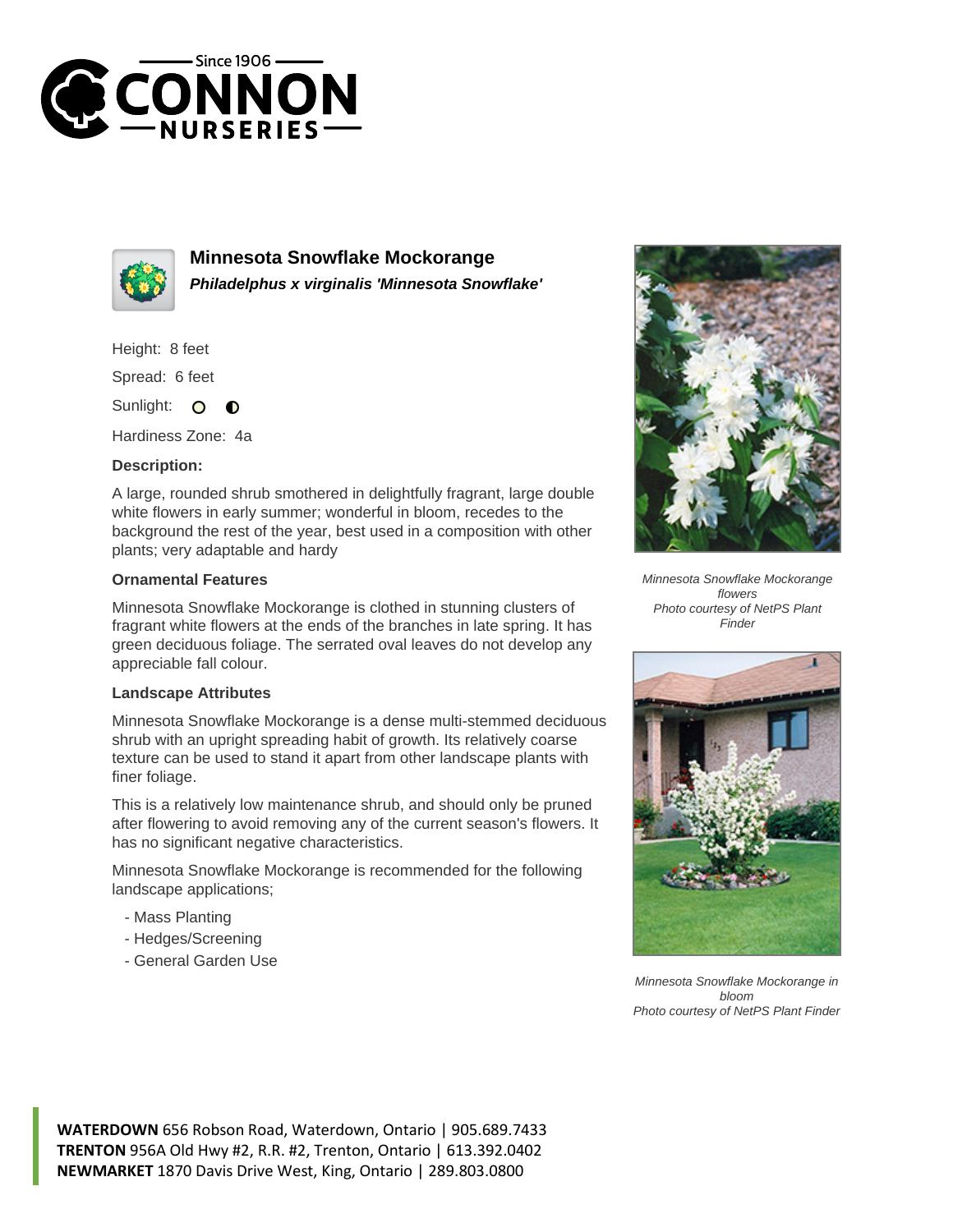# Minnesota Snowflake Mockorange

***Philadelphus x virginalis 'Minnesota Snowflake'***

Height: 8 feet

Spread: 6 feet

Sunlight:

Hardiness Zone: 4a

**Description:**

A large, rounded shrub smothered in delightfully fragrant, large double white flowers in early summer; wonderful in bloom, recedes to the background the rest of the year, best used in a composition with other plants; very adaptable and hardy

### Ornamental Features

Minnesota Snowflake Mockorange is clothed in stunning clusters of fragrant white flowers at the ends of the branches in late spring. It has green deciduous foliage. The serrated oval leaves do not develop any appreciable fall colour.

### Landscape Attributes

Minnesota Snowflake Mockorange is a dense multi-stemmed deciduous shrub with an upright spreading habit of growth. Its relatively coarse texture can be used to stand it apart from other landscape plants with finer foliage.

This is a relatively low maintenance shrub, and should only be pruned after flowering to avoid removing any of the current season's flowers. It has no significant negative characteristics.

Minnesota Snowflake Mockorange is recommended for the following landscape applications;

- Mass Planting
- Hedges/Screening
- General Garden Use

*Minnesota Snowflake Mockorange flowers*
*Photo courtesy of NetPS Plant Finder*

*Minnesota Snowflake Mockorange in bloom*
*Photo courtesy of NetPS Plant Finder*

**WATERDOWN** 656 Robson Road, Waterdown, Ontario | 905.689.7433
**TRENTON** 956A Old Hwy #2, R.R. #2, Trenton, Ontario | 613.392.0402
**NEWMARKET** 1870 Davis Drive West, King, Ontario | 289.803.0800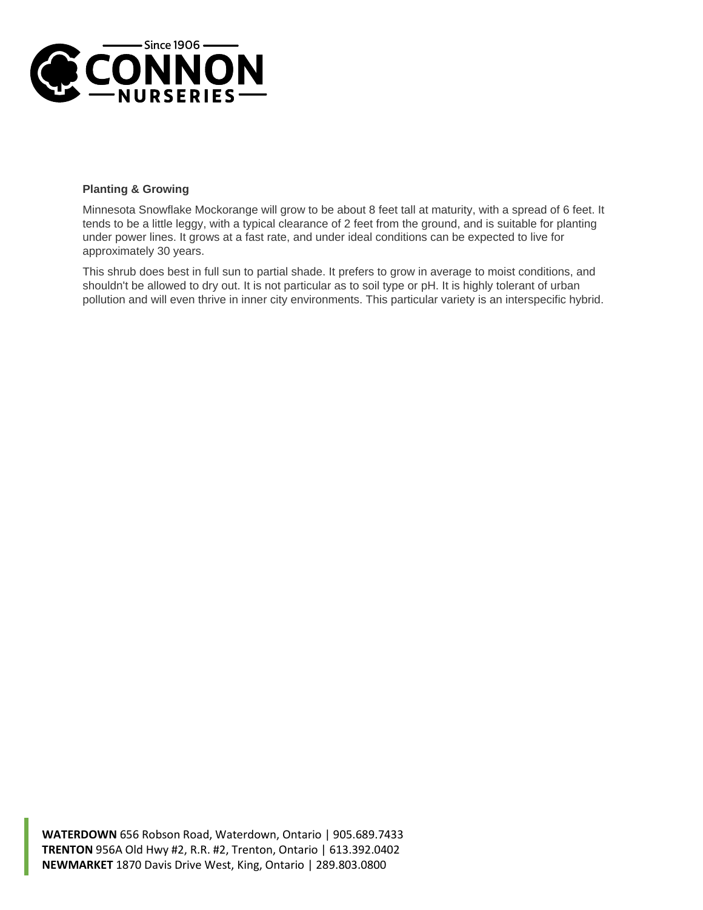### Planting & Growing

Minnesota Snowflake Mockorange will grow to be about 8 feet tall at maturity, with a spread of 6 feet. It tends to be a little leggy, with a typical clearance of 2 feet from the ground, and is suitable for planting under power lines. It grows at a fast rate, and under ideal conditions can be expected to live for approximately 30 years.

This shrub does best in full sun to partial shade. It prefers to grow in average to moist conditions, and shouldn't be allowed to dry out. It is not particular as to soil type or pH. It is highly tolerant of urban pollution and will even thrive in inner city environments. This particular variety is an interspecific hybrid.